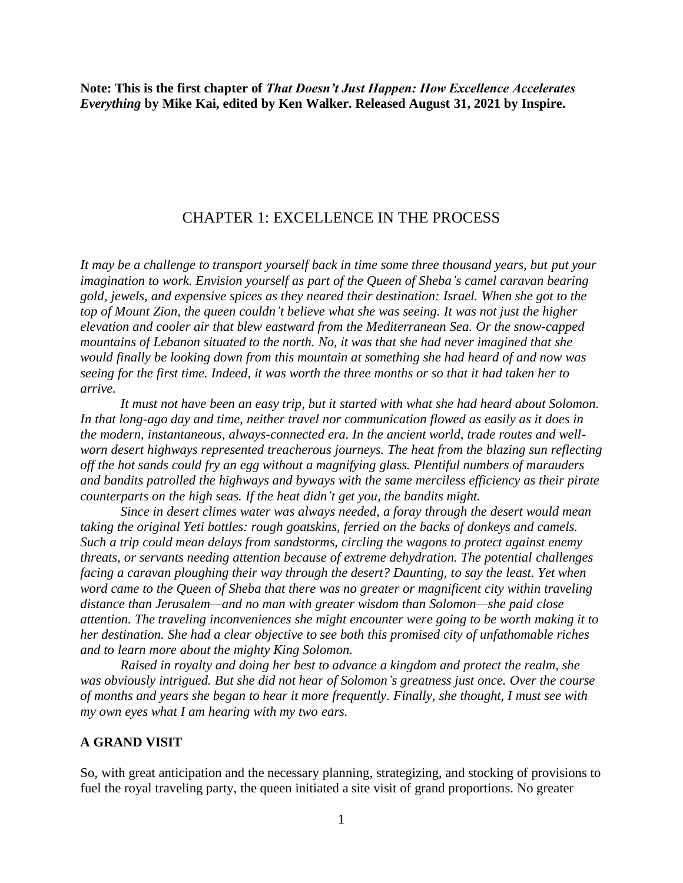**Note: This is the first chapter of *That Doesn't Just Happen: How Excellence Accelerates Everything* by Mike Kai, edited by Ken Walker. Released August 31, 2021 by Inspire.**

# CHAPTER 1: EXCELLENCE IN THE PROCESS

*It may be a challenge to transport yourself back in time some three thousand years, but put your imagination to work. Envision yourself as part of the Queen of Sheba's camel caravan bearing gold, jewels, and expensive spices as they neared their destination: Israel. When she got to the top of Mount Zion, the queen couldn't believe what she was seeing. It was not just the higher elevation and cooler air that blew eastward from the Mediterranean Sea. Or the snow-capped mountains of Lebanon situated to the north. No, it was that she had never imagined that she would finally be looking down from this mountain at something she had heard of and now was seeing for the first time. Indeed, it was worth the three months or so that it had taken her to arrive.*

*It must not have been an easy trip, but it started with what she had heard about Solomon. In that long-ago day and time, neither travel nor communication flowed as easily as it does in the modern, instantaneous, always-connected era. In the ancient world, trade routes and well-worn desert highways represented treacherous journeys. The heat from the blazing sun reflecting off the hot sands could fry an egg without a magnifying glass. Plentiful numbers of marauders and bandits patrolled the highways and byways with the same merciless efficiency as their pirate counterparts on the high seas. If the heat didn't get you, the bandits might.*

*Since in desert climes water was always needed, a foray through the desert would mean taking the original Yeti bottles: rough goatskins, ferried on the backs of donkeys and camels. Such a trip could mean delays from sandstorms, circling the wagons to protect against enemy threats, or servants needing attention because of extreme dehydration. The potential challenges facing a caravan ploughing their way through the desert? Daunting, to say the least. Yet when word came to the Queen of Sheba that there was no greater or magnificent city within traveling distance than Jerusalem—and no man with greater wisdom than Solomon—she paid close attention. The traveling inconveniences she might encounter were going to be worth making it to her destination. She had a clear objective to see both this promised city of unfathomable riches and to learn more about the mighty King Solomon.*

*Raised in royalty and doing her best to advance a kingdom and protect the realm, she was obviously intrigued. But she did not hear of Solomon's greatness just once. Over the course of months and years she began to hear it more frequently. Finally, she thought, I must see with my own eyes what I am hearing with my two ears.*

## A GRAND VISIT

So, with great anticipation and the necessary planning, strategizing, and stocking of provisions to fuel the royal traveling party, the queen initiated a site visit of grand proportions. No greater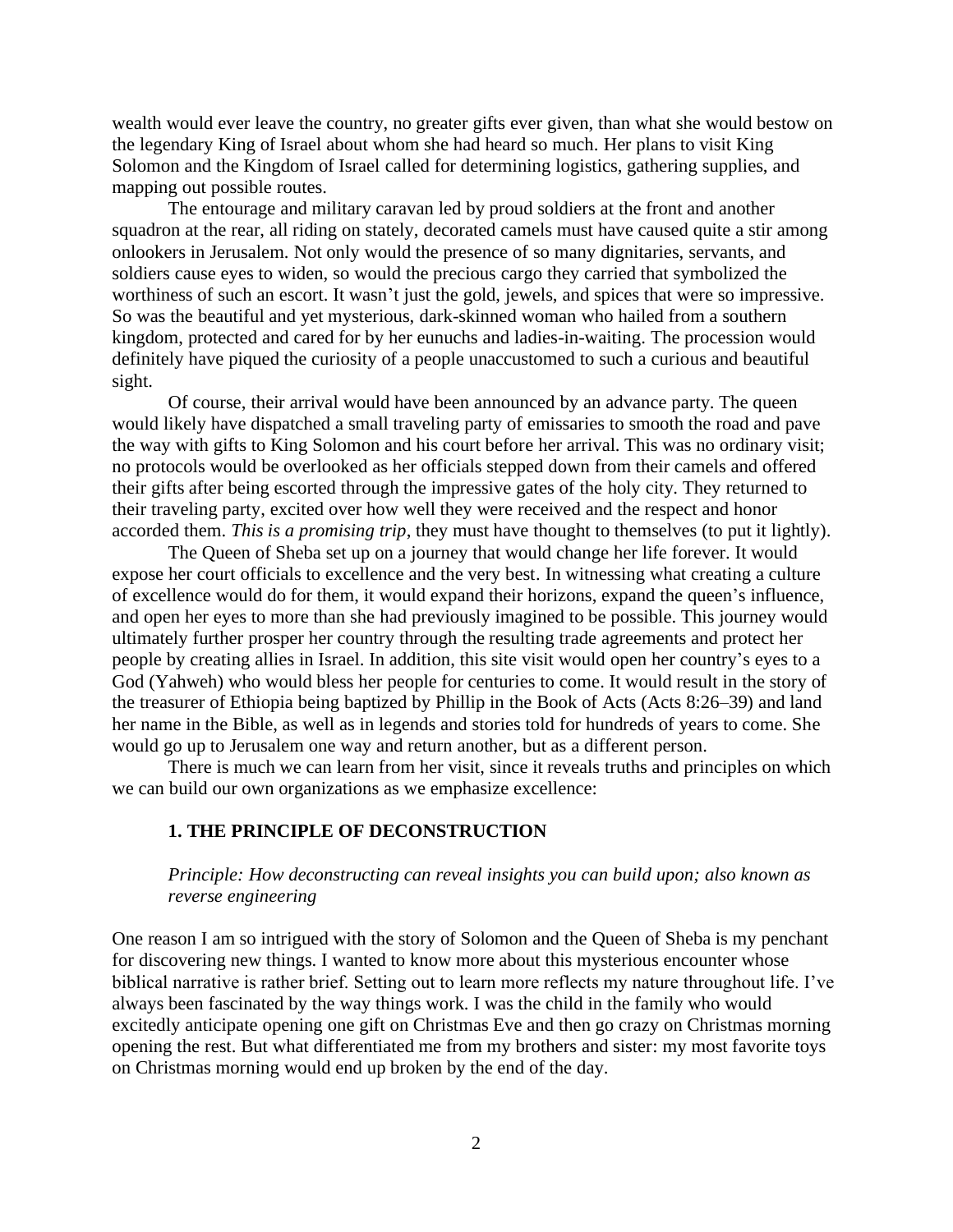wealth would ever leave the country, no greater gifts ever given, than what she would bestow on the legendary King of Israel about whom she had heard so much. Her plans to visit King Solomon and the Kingdom of Israel called for determining logistics, gathering supplies, and mapping out possible routes.

The entourage and military caravan led by proud soldiers at the front and another squadron at the rear, all riding on stately, decorated camels must have caused quite a stir among onlookers in Jerusalem. Not only would the presence of so many dignitaries, servants, and soldiers cause eyes to widen, so would the precious cargo they carried that symbolized the worthiness of such an escort. It wasn't just the gold, jewels, and spices that were so impressive. So was the beautiful and yet mysterious, dark-skinned woman who hailed from a southern kingdom, protected and cared for by her eunuchs and ladies-in-waiting. The procession would definitely have piqued the curiosity of a people unaccustomed to such a curious and beautiful sight.

Of course, their arrival would have been announced by an advance party. The queen would likely have dispatched a small traveling party of emissaries to smooth the road and pave the way with gifts to King Solomon and his court before her arrival. This was no ordinary visit; no protocols would be overlooked as her officials stepped down from their camels and offered their gifts after being escorted through the impressive gates of the holy city. They returned to their traveling party, excited over how well they were received and the respect and honor accorded them. *This is a promising trip*, they must have thought to themselves (to put it lightly).

The Queen of Sheba set up on a journey that would change her life forever. It would expose her court officials to excellence and the very best. In witnessing what creating a culture of excellence would do for them, it would expand their horizons, expand the queen's influence, and open her eyes to more than she had previously imagined to be possible. This journey would ultimately further prosper her country through the resulting trade agreements and protect her people by creating allies in Israel. In addition, this site visit would open her country's eyes to a God (Yahweh) who would bless her people for centuries to come. It would result in the story of the treasurer of Ethiopia being baptized by Phillip in the Book of Acts (Acts 8:26–39) and land her name in the Bible, as well as in legends and stories told for hundreds of years to come. She would go up to Jerusalem one way and return another, but as a different person.

There is much we can learn from her visit, since it reveals truths and principles on which we can build our own organizations as we emphasize excellence:

### 1. THE PRINCIPLE OF DECONSTRUCTION

*Principle: How deconstructing can reveal insights you can build upon; also known as reverse engineering*

One reason I am so intrigued with the story of Solomon and the Queen of Sheba is my penchant for discovering new things. I wanted to know more about this mysterious encounter whose biblical narrative is rather brief. Setting out to learn more reflects my nature throughout life. I've always been fascinated by the way things work. I was the child in the family who would excitedly anticipate opening one gift on Christmas Eve and then go crazy on Christmas morning opening the rest. But what differentiated me from my brothers and sister: my most favorite toys on Christmas morning would end up broken by the end of the day.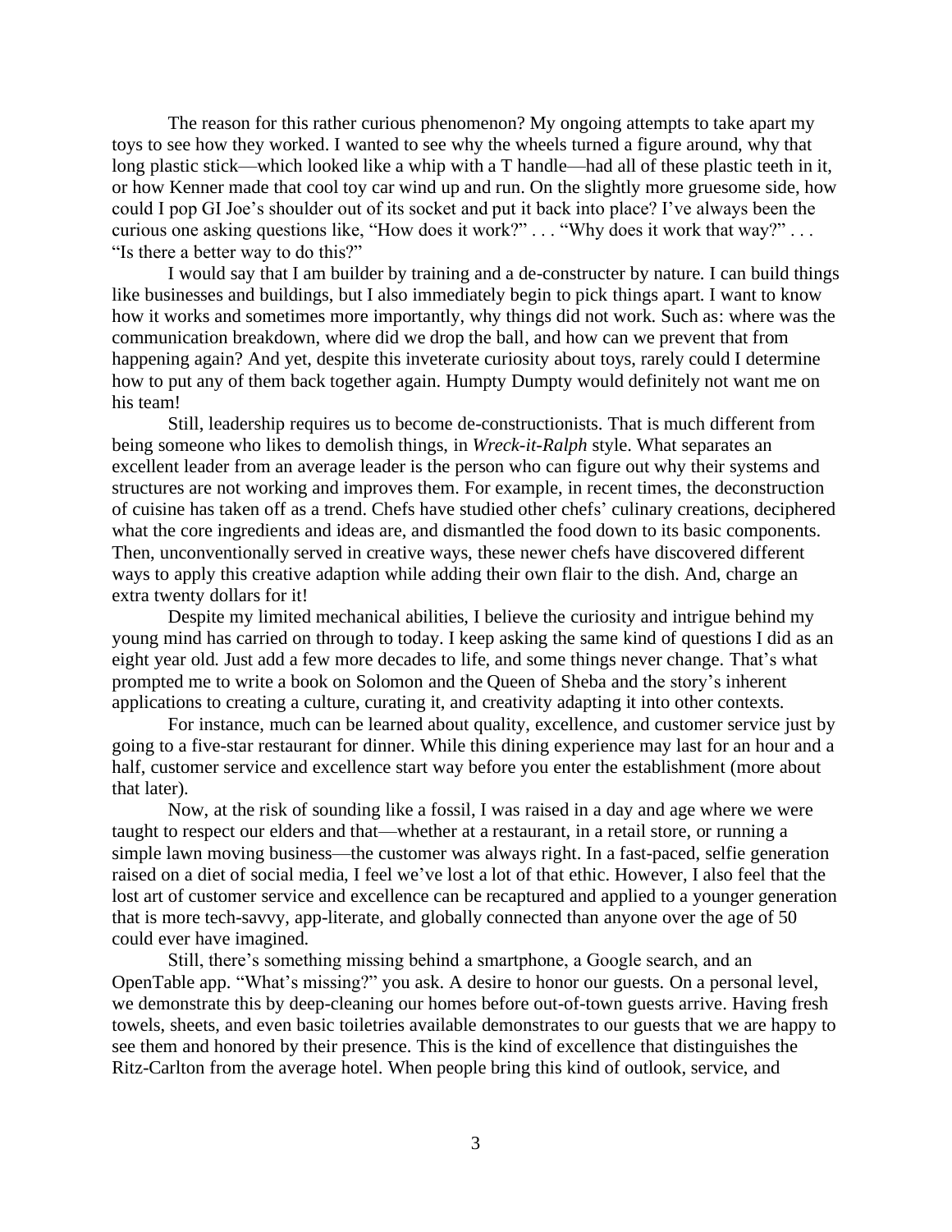The reason for this rather curious phenomenon? My ongoing attempts to take apart my toys to see how they worked. I wanted to see why the wheels turned a figure around, why that long plastic stick—which looked like a whip with a T handle—had all of these plastic teeth in it, or how Kenner made that cool toy car wind up and run. On the slightly more gruesome side, how could I pop GI Joe's shoulder out of its socket and put it back into place? I've always been the curious one asking questions like, "How does it work?" . . . "Why does it work that way?" . . . "Is there a better way to do this?"

I would say that I am builder by training and a de-constructer by nature. I can build things like businesses and buildings, but I also immediately begin to pick things apart. I want to know how it works and sometimes more importantly, why things did not work. Such as: where was the communication breakdown, where did we drop the ball, and how can we prevent that from happening again? And yet, despite this inveterate curiosity about toys, rarely could I determine how to put any of them back together again. Humpty Dumpty would definitely not want me on his team!

Still, leadership requires us to become de-constructionists. That is much different from being someone who likes to demolish things, in *Wreck-it-Ralph* style. What separates an excellent leader from an average leader is the person who can figure out why their systems and structures are not working and improves them. For example, in recent times, the deconstruction of cuisine has taken off as a trend. Chefs have studied other chefs' culinary creations, deciphered what the core ingredients and ideas are, and dismantled the food down to its basic components. Then, unconventionally served in creative ways, these newer chefs have discovered different ways to apply this creative adaption while adding their own flair to the dish. And, charge an extra twenty dollars for it!

Despite my limited mechanical abilities, I believe the curiosity and intrigue behind my young mind has carried on through to today. I keep asking the same kind of questions I did as an eight year old. Just add a few more decades to life, and some things never change. That's what prompted me to write a book on Solomon and the Queen of Sheba and the story's inherent applications to creating a culture, curating it, and creativity adapting it into other contexts.

For instance, much can be learned about quality, excellence, and customer service just by going to a five-star restaurant for dinner. While this dining experience may last for an hour and a half, customer service and excellence start way before you enter the establishment (more about that later).

Now, at the risk of sounding like a fossil, I was raised in a day and age where we were taught to respect our elders and that—whether at a restaurant, in a retail store, or running a simple lawn moving business—the customer was always right. In a fast-paced, selfie generation raised on a diet of social media, I feel we've lost a lot of that ethic. However, I also feel that the lost art of customer service and excellence can be recaptured and applied to a younger generation that is more tech-savvy, app-literate, and globally connected than anyone over the age of 50 could ever have imagined.

Still, there's something missing behind a smartphone, a Google search, and an OpenTable app. "What's missing?" you ask. A desire to honor our guests. On a personal level, we demonstrate this by deep-cleaning our homes before out-of-town guests arrive. Having fresh towels, sheets, and even basic toiletries available demonstrates to our guests that we are happy to see them and honored by their presence. This is the kind of excellence that distinguishes the Ritz-Carlton from the average hotel. When people bring this kind of outlook, service, and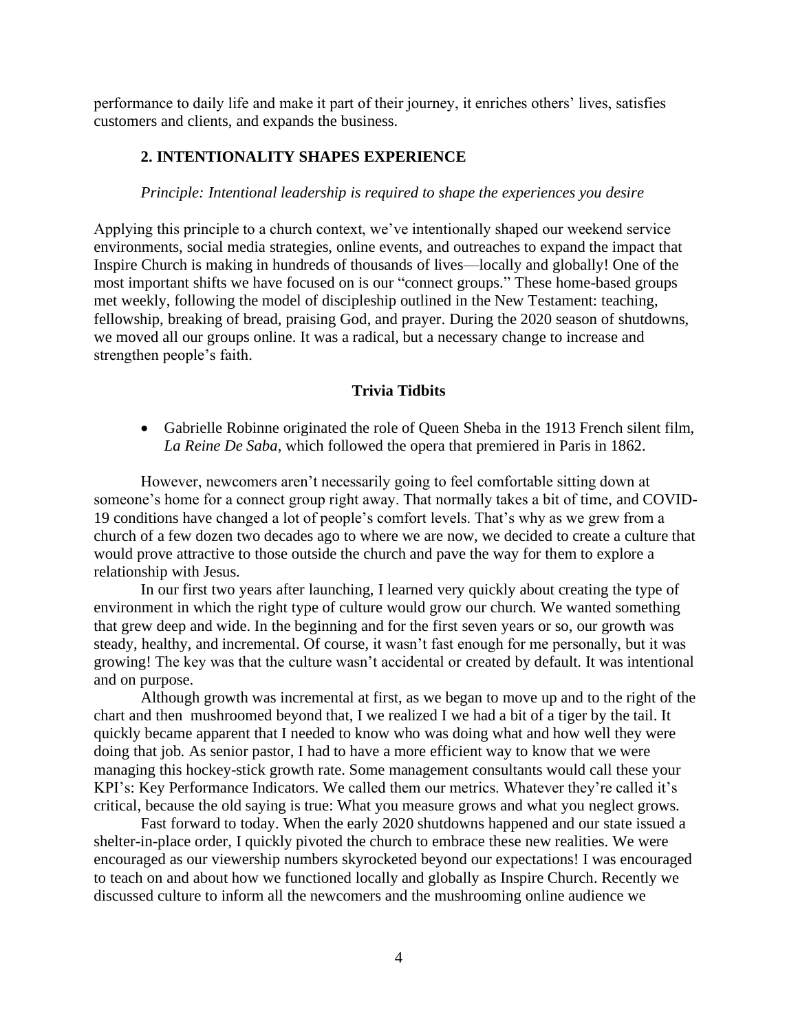performance to daily life and make it part of their journey, it enriches others' lives, satisfies customers and clients, and expands the business.

### 2. INTENTIONALITY SHAPES EXPERIENCE

*Principle: Intentional leadership is required to shape the experiences you desire*

Applying this principle to a church context, we've intentionally shaped our weekend service environments, social media strategies, online events, and outreaches to expand the impact that Inspire Church is making in hundreds of thousands of lives—locally and globally! One of the most important shifts we have focused on is our "connect groups." These home-based groups met weekly, following the model of discipleship outlined in the New Testament: teaching, fellowship, breaking of bread, praising God, and prayer. During the 2020 season of shutdowns, we moved all our groups online. It was a radical, but a necessary change to increase and strengthen people's faith.

**Trivia Tidbits**

- Gabrielle Robinne originated the role of Queen Sheba in the 1913 French silent film, *La Reine De Saba*, which followed the opera that premiered in Paris in 1862.

However, newcomers aren't necessarily going to feel comfortable sitting down at someone's home for a connect group right away. That normally takes a bit of time, and COVID-19 conditions have changed a lot of people's comfort levels. That's why as we grew from a church of a few dozen two decades ago to where we are now, we decided to create a culture that would prove attractive to those outside the church and pave the way for them to explore a relationship with Jesus.

In our first two years after launching, I learned very quickly about creating the type of environment in which the right type of culture would grow our church. We wanted something that grew deep and wide. In the beginning and for the first seven years or so, our growth was steady, healthy, and incremental. Of course, it wasn't fast enough for me personally, but it was growing! The key was that the culture wasn't accidental or created by default. It was intentional and on purpose.

Although growth was incremental at first, as we began to move up and to the right of the chart and then mushroomed beyond that, I we realized I we had a bit of a tiger by the tail. It quickly became apparent that I needed to know who was doing what and how well they were doing that job. As senior pastor, I had to have a more efficient way to know that we were managing this hockey-stick growth rate. Some management consultants would call these your KPI's: Key Performance Indicators. We called them our metrics. Whatever they're called it's critical, because the old saying is true: What you measure grows and what you neglect grows.

Fast forward to today. When the early 2020 shutdowns happened and our state issued a shelter-in-place order, I quickly pivoted the church to embrace these new realities. We were encouraged as our viewership numbers skyrocketed beyond our expectations! I was encouraged to teach on and about how we functioned locally and globally as Inspire Church. Recently we discussed culture to inform all the newcomers and the mushrooming online audience we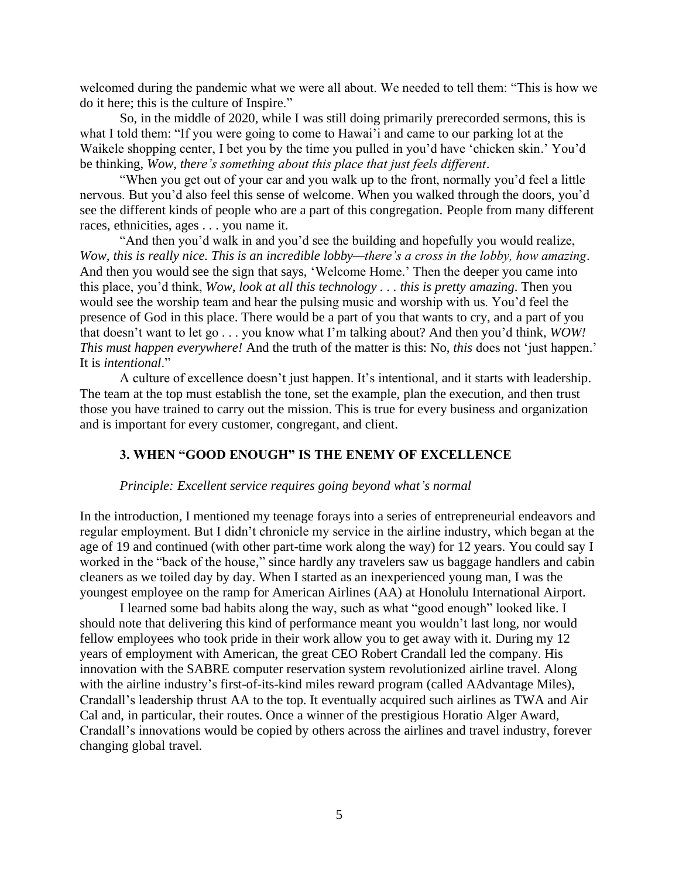welcomed during the pandemic what we were all about. We needed to tell them: "This is how we do it here; this is the culture of Inspire."

So, in the middle of 2020, while I was still doing primarily prerecorded sermons, this is what I told them: "If you were going to come to Hawai'i and came to our parking lot at the Waikele shopping center, I bet you by the time you pulled in you'd have 'chicken skin.' You'd be thinking, *Wow, there's something about this place that just feels different*.

"When you get out of your car and you walk up to the front, normally you'd feel a little nervous. But you'd also feel this sense of welcome. When you walked through the doors, you'd see the different kinds of people who are a part of this congregation. People from many different races, ethnicities, ages . . . you name it.

"And then you'd walk in and you'd see the building and hopefully you would realize, *Wow, this is really nice. This is an incredible lobby—there's a cross in the lobby, how amazing*. And then you would see the sign that says, 'Welcome Home.' Then the deeper you came into this place, you'd think, *Wow, look at all this technology . . . this is pretty amazing*. Then you would see the worship team and hear the pulsing music and worship with us. You'd feel the presence of God in this place. There would be a part of you that wants to cry, and a part of you that doesn't want to let go . . . you know what I'm talking about? And then you'd think, *WOW! This must happen everywhere!* And the truth of the matter is this: No, *this* does not 'just happen.' It is *intentional*."

A culture of excellence doesn't just happen. It's intentional, and it starts with leadership. The team at the top must establish the tone, set the example, plan the execution, and then trust those you have trained to carry out the mission. This is true for every business and organization and is important for every customer, congregant, and client.

### 3. WHEN "GOOD ENOUGH" IS THE ENEMY OF EXCELLENCE

*Principle: Excellent service requires going beyond what's normal*

In the introduction, I mentioned my teenage forays into a series of entrepreneurial endeavors and regular employment. But I didn't chronicle my service in the airline industry, which began at the age of 19 and continued (with other part-time work along the way) for 12 years. You could say I worked in the "back of the house," since hardly any travelers saw us baggage handlers and cabin cleaners as we toiled day by day. When I started as an inexperienced young man, I was the youngest employee on the ramp for American Airlines (AA) at Honolulu International Airport.

I learned some bad habits along the way, such as what "good enough" looked like. I should note that delivering this kind of performance meant you wouldn't last long, nor would fellow employees who took pride in their work allow you to get away with it. During my 12 years of employment with American, the great CEO Robert Crandall led the company. His innovation with the SABRE computer reservation system revolutionized airline travel. Along with the airline industry's first-of-its-kind miles reward program (called AAdvantage Miles), Crandall's leadership thrust AA to the top. It eventually acquired such airlines as TWA and Air Cal and, in particular, their routes. Once a winner of the prestigious Horatio Alger Award, Crandall's innovations would be copied by others across the airlines and travel industry, forever changing global travel.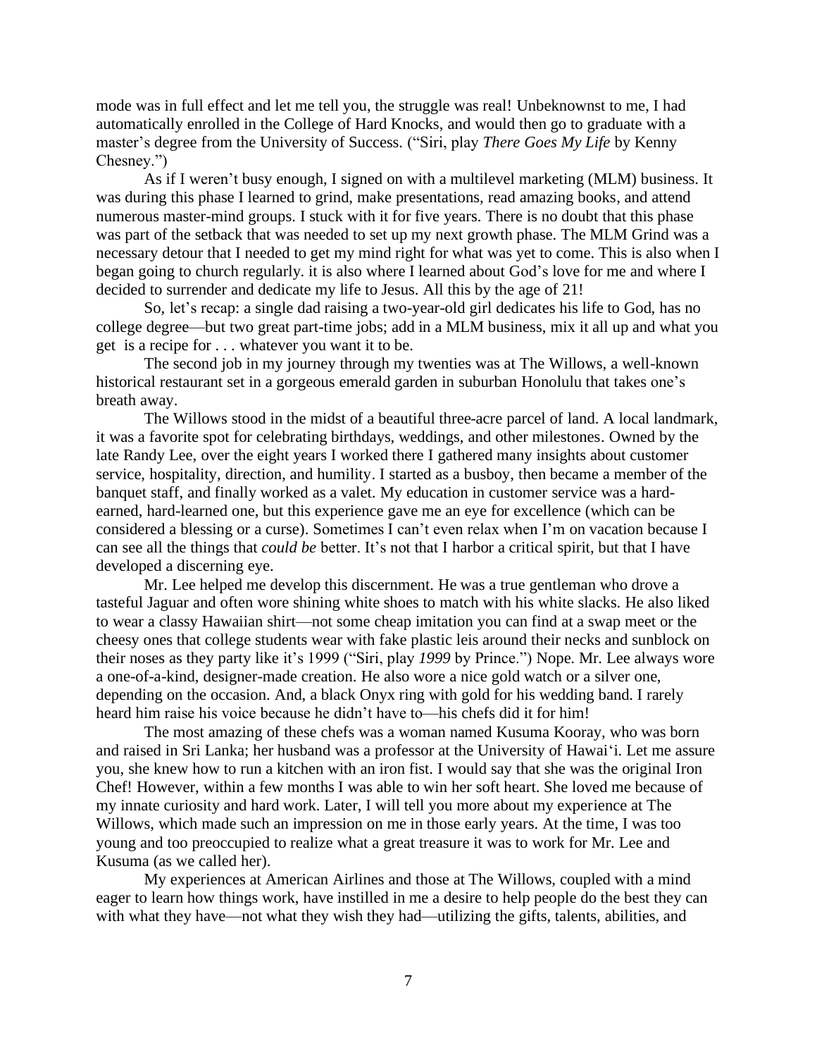mode was in full effect and let me tell you, the struggle was real! Unbeknownst to me, I had automatically enrolled in the College of Hard Knocks, and would then go to graduate with a master's degree from the University of Success. ("Siri, play *There Goes My Life* by Kenny Chesney.")

As if I weren't busy enough, I signed on with a multilevel marketing (MLM) business. It was during this phase I learned to grind, make presentations, read amazing books, and attend numerous master-mind groups. I stuck with it for five years. There is no doubt that this phase was part of the setback that was needed to set up my next growth phase. The MLM Grind was a necessary detour that I needed to get my mind right for what was yet to come. This is also when I began going to church regularly. it is also where I learned about God's love for me and where I decided to surrender and dedicate my life to Jesus. All this by the age of 21!

So, let's recap: a single dad raising a two-year-old girl dedicates his life to God, has no college degree—but two great part-time jobs; add in a MLM business, mix it all up and what you get is a recipe for . . . whatever you want it to be.

The second job in my journey through my twenties was at The Willows, a well-known historical restaurant set in a gorgeous emerald garden in suburban Honolulu that takes one's breath away.

The Willows stood in the midst of a beautiful three-acre parcel of land. A local landmark, it was a favorite spot for celebrating birthdays, weddings, and other milestones. Owned by the late Randy Lee, over the eight years I worked there I gathered many insights about customer service, hospitality, direction, and humility. I started as a busboy, then became a member of the banquet staff, and finally worked as a valet. My education in customer service was a hard-earned, hard-learned one, but this experience gave me an eye for excellence (which can be considered a blessing or a curse). Sometimes I can't even relax when I'm on vacation because I can see all the things that *could be* better. It's not that I harbor a critical spirit, but that I have developed a discerning eye.

Mr. Lee helped me develop this discernment. He was a true gentleman who drove a tasteful Jaguar and often wore shining white shoes to match with his white slacks. He also liked to wear a classy Hawaiian shirt—not some cheap imitation you can find at a swap meet or the cheesy ones that college students wear with fake plastic leis around their necks and sunblock on their noses as they party like it's 1999 ("Siri, play *1999* by Prince.") Nope. Mr. Lee always wore a one-of-a-kind, designer-made creation. He also wore a nice gold watch or a silver one, depending on the occasion. And, a black Onyx ring with gold for his wedding band. I rarely heard him raise his voice because he didn't have to—his chefs did it for him!

The most amazing of these chefs was a woman named Kusuma Kooray, who was born and raised in Sri Lanka; her husband was a professor at the University of Hawaiʻi. Let me assure you, she knew how to run a kitchen with an iron fist. I would say that she was the original Iron Chef! However, within a few months I was able to win her soft heart. She loved me because of my innate curiosity and hard work. Later, I will tell you more about my experience at The Willows, which made such an impression on me in those early years. At the time, I was too young and too preoccupied to realize what a great treasure it was to work for Mr. Lee and Kusuma (as we called her).

My experiences at American Airlines and those at The Willows, coupled with a mind eager to learn how things work, have instilled in me a desire to help people do the best they can with what they have—not what they wish they had—utilizing the gifts, talents, abilities, and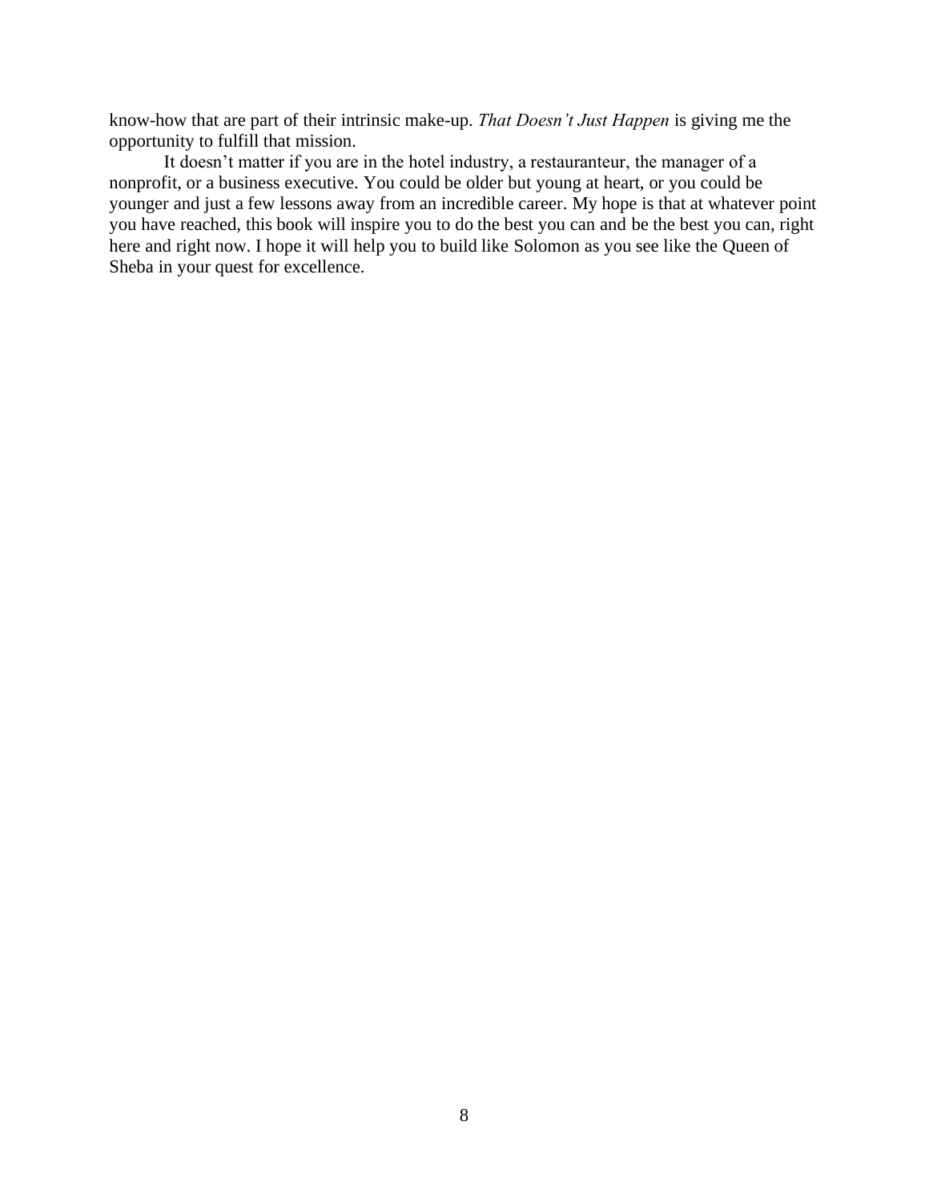know-how that are part of their intrinsic make-up. *That Doesn't Just Happen* is giving me the opportunity to fulfill that mission.

It doesn't matter if you are in the hotel industry, a restauranteur, the manager of a nonprofit, or a business executive. You could be older but young at heart, or you could be younger and just a few lessons away from an incredible career. My hope is that at whatever point you have reached, this book will inspire you to do the best you can and be the best you can, right here and right now. I hope it will help you to build like Solomon as you see like the Queen of Sheba in your quest for excellence.